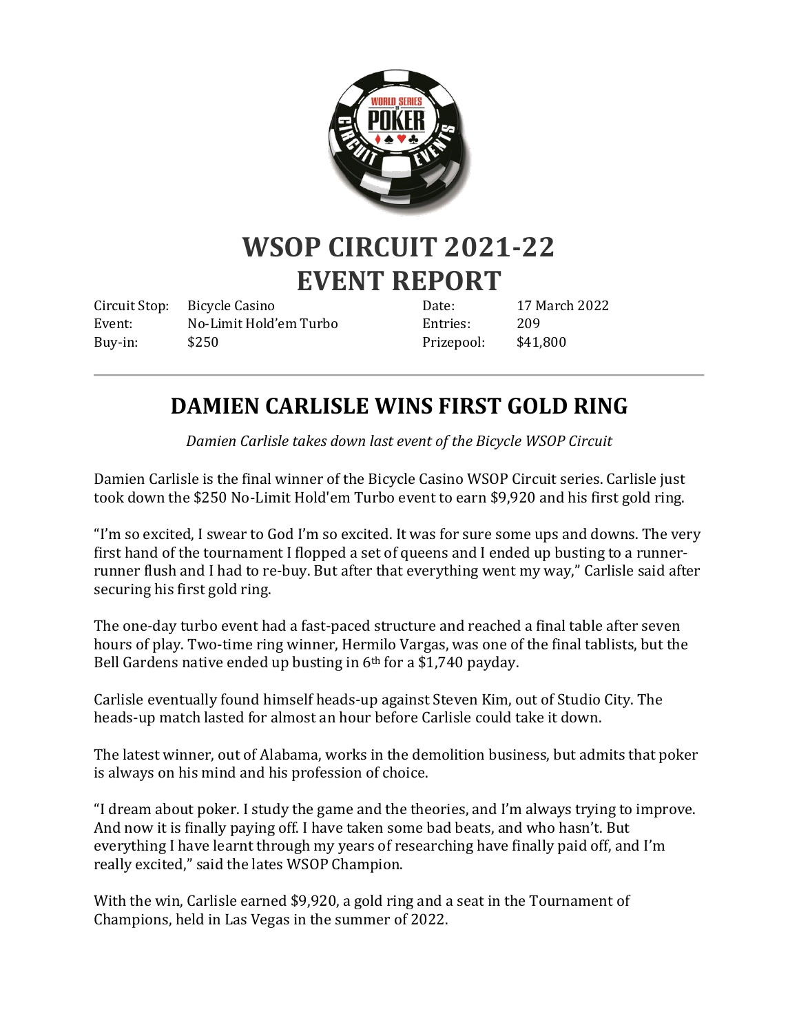# WSOP CIRCUIT 2021-22
# EVENT REPORT

| | | | |
|---|---|---|---|
| Circuit Stop: | Bicycle Casino | Date: | 17 March 2022 |
| Event: | No-Limit Hold'em Turbo | Entries: | 209 |
| Buy-in: | $250 | Prizepool: | $41,800 |

---

## DAMIEN CARLISLE WINS FIRST GOLD RING

*Damien Carlisle takes down last event of the Bicycle WSOP Circuit*

Damien Carlisle is the final winner of the Bicycle Casino WSOP Circuit series. Carlisle just took down the $250 No-Limit Hold'em Turbo event to earn $9,920 and his first gold ring.

"I'm so excited, I swear to God I'm so excited. It was for sure some ups and downs. The very first hand of the tournament I flopped a set of queens and I ended up busting to a runner-runner flush and I had to re-buy. But after that everything went my way," Carlisle said after securing his first gold ring.

The one-day turbo event had a fast-paced structure and reached a final table after seven hours of play. Two-time ring winner, Hermilo Vargas, was one of the final tablists, but the Bell Gardens native ended up busting in 6th for a $1,740 payday.

Carlisle eventually found himself heads-up against Steven Kim, out of Studio City. The heads-up match lasted for almost an hour before Carlisle could take it down.

The latest winner, out of Alabama, works in the demolition business, but admits that poker is always on his mind and his profession of choice.

"I dream about poker. I study the game and the theories, and I'm always trying to improve. And now it is finally paying off. I have taken some bad beats, and who hasn't. But everything I have learnt through my years of researching have finally paid off, and I'm really excited," said the lates WSOP Champion.

With the win, Carlisle earned $9,920, a gold ring and a seat in the Tournament of Champions, held in Las Vegas in the summer of 2022.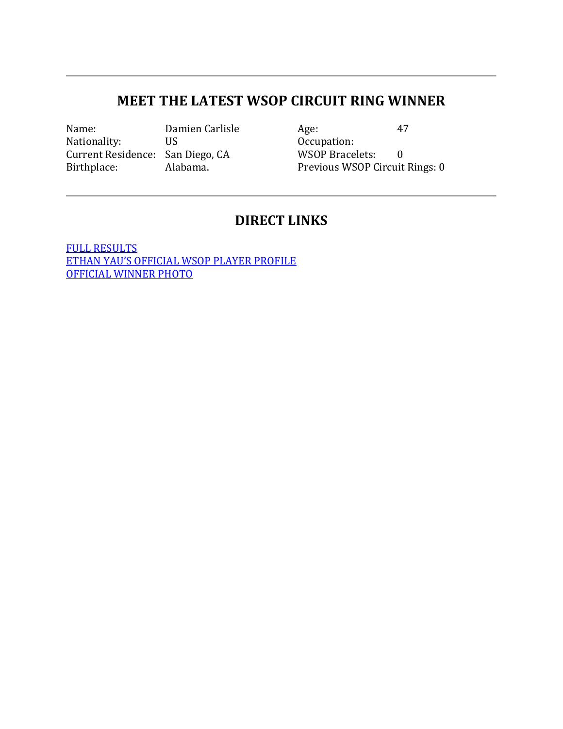## MEET THE LATEST WSOP CIRCUIT RING WINNER

| | | | |
|---|---|---|---|
| Name: | Damien Carlisle | Age: | 47 |
| Nationality: | US | Occupation: | |
| Current Residence: | San Diego, CA | WSOP Bracelets: | 0 |
| Birthplace: | Alabama. | Previous WSOP Circuit Rings: | 0 |

## DIRECT LINKS

FULL RESULTS
ETHAN YAU'S OFFICIAL WSOP PLAYER PROFILE
OFFICIAL WINNER PHOTO